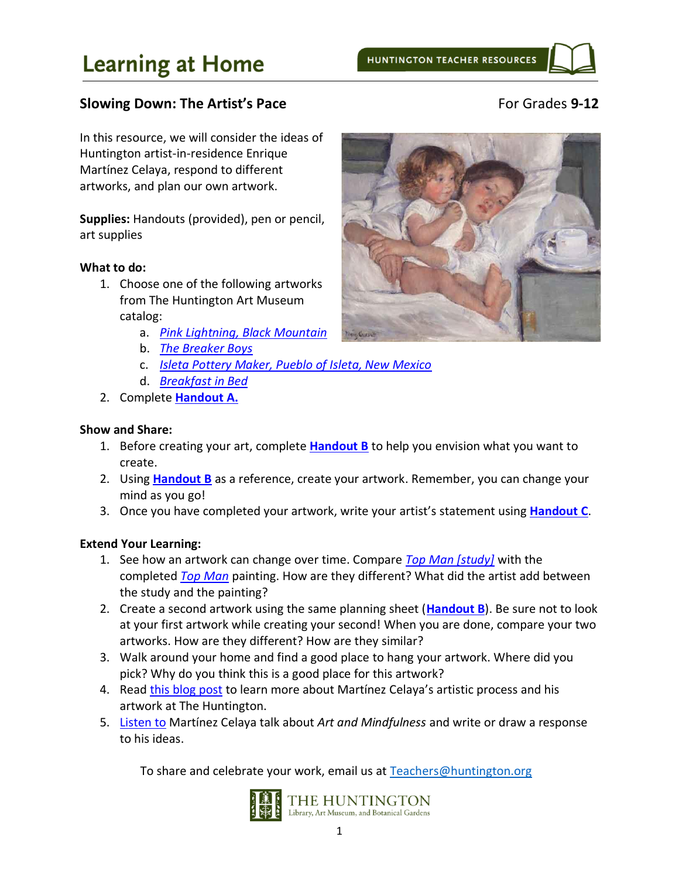# Learning at Home

HUNTINGTON TEACHER RESOURCES

## Slowing Down: The Artist's Pace

For Grades **9-12**

In this resource, we will consider the ideas of Huntington artist-in-residence Enrique Martínez Celaya, respond to different artworks, and plan our own artwork.

**Supplies:** Handouts (provided), pen or pencil, art supplies

**What to do:**

1. Choose one of the following artworks from The Huntington Art Museum catalog:
   a. *Pink Lightning, Black Mountain*
   b. *The Breaker Boys*
   c. *Isleta Pottery Maker, Pueblo of Isleta, New Mexico*
   d. *Breakfast in Bed*
2. Complete **Handout A.**

**Show and Share:**

1. Before creating your art, complete **Handout B** to help you envision what you want to create.
2. Using **Handout B** as a reference, create your artwork. Remember, you can change your mind as you go!
3. Once you have completed your artwork, write your artist's statement using **Handout C**.

**Extend Your Learning:**

1. See how an artwork can change over time. Compare *Top Man [study]* with the completed *Top Man* painting. How are they different? What did the artist add between the study and the painting?
2. Create a second artwork using the same planning sheet (**Handout B**). Be sure not to look at your first artwork while creating your second! When you are done, compare your two artworks. How are they different? How are they similar?
3. Walk around your home and find a good place to hang your artwork. Where did you pick? Why do you think this is a good place for this artwork?
4. Read this blog post to learn more about Martínez Celaya's artistic process and his artwork at The Huntington.
5. Listen to Martínez Celaya talk about *Art and Mindfulness* and write or draw a response to his ideas.

To share and celebrate your work, email us at Teachers@huntington.org

THE HUNTINGTON
Library, Art Museum, and Botanical Gardens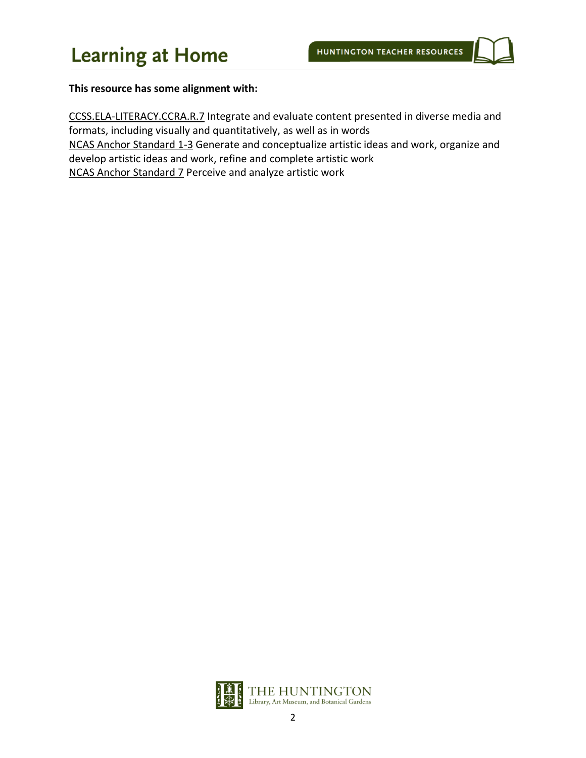**This resource has some alignment with:**

CCSS.ELA-LITERACY.CCRA.R.7 Integrate and evaluate content presented in diverse media and formats, including visually and quantitatively, as well as in words
NCAS Anchor Standard 1-3 Generate and conceptualize artistic ideas and work, organize and develop artistic ideas and work, refine and complete artistic work
NCAS Anchor Standard 7 Perceive and analyze artistic work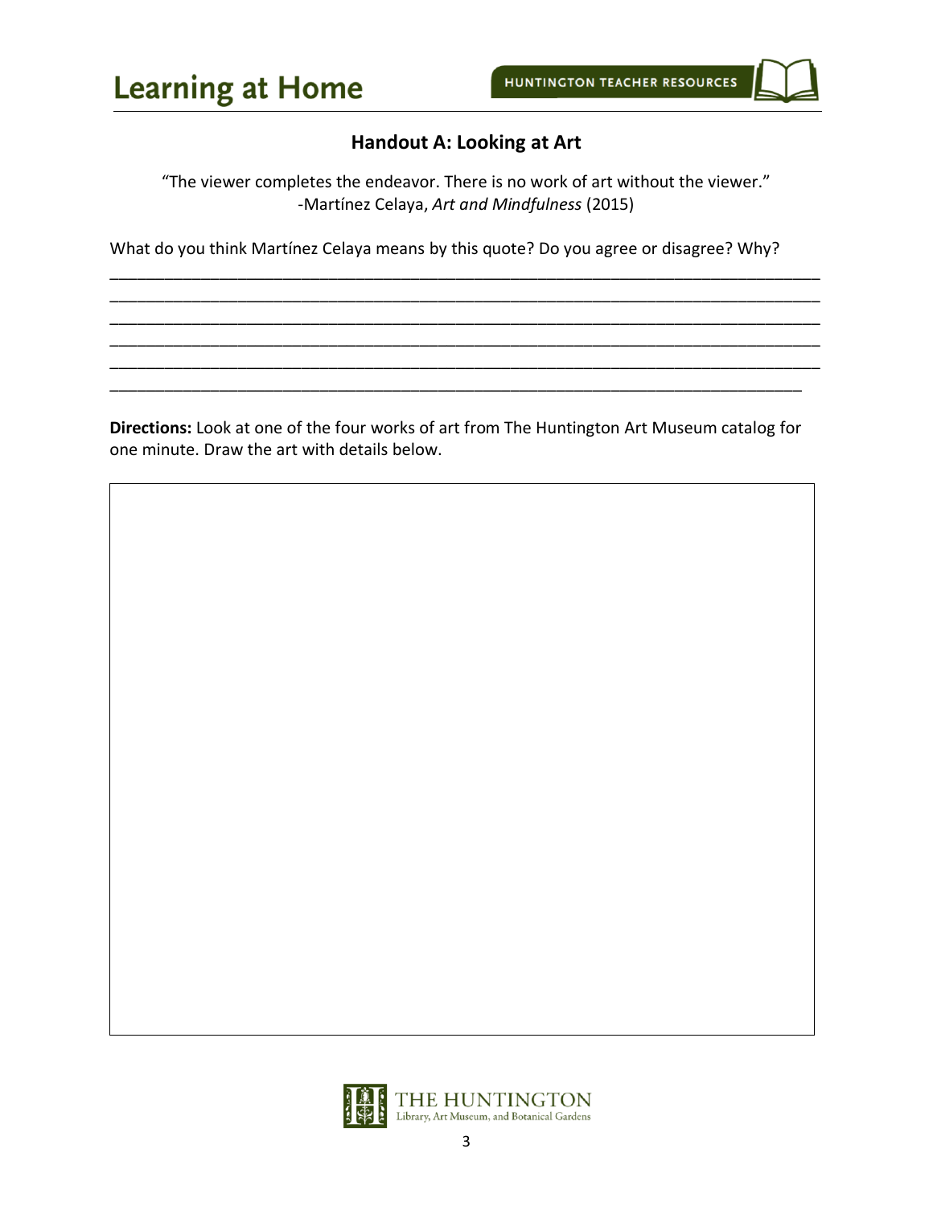## Handout A: Looking at Art

"The viewer completes the endeavor. There is no work of art without the viewer."
-Martínez Celaya, *Art and Mindfulness* (2015)

What do you think Martínez Celaya means by this quote? Do you agree or disagree? Why?

________________________________________________________________________________
________________________________________________________________________________
________________________________________________________________________________
________________________________________________________________________________
________________________________________________________________________________
________________________________________________________________________________

**Directions:** Look at one of the four works of art from The Huntington Art Museum catalog for one minute. Draw the art with details below.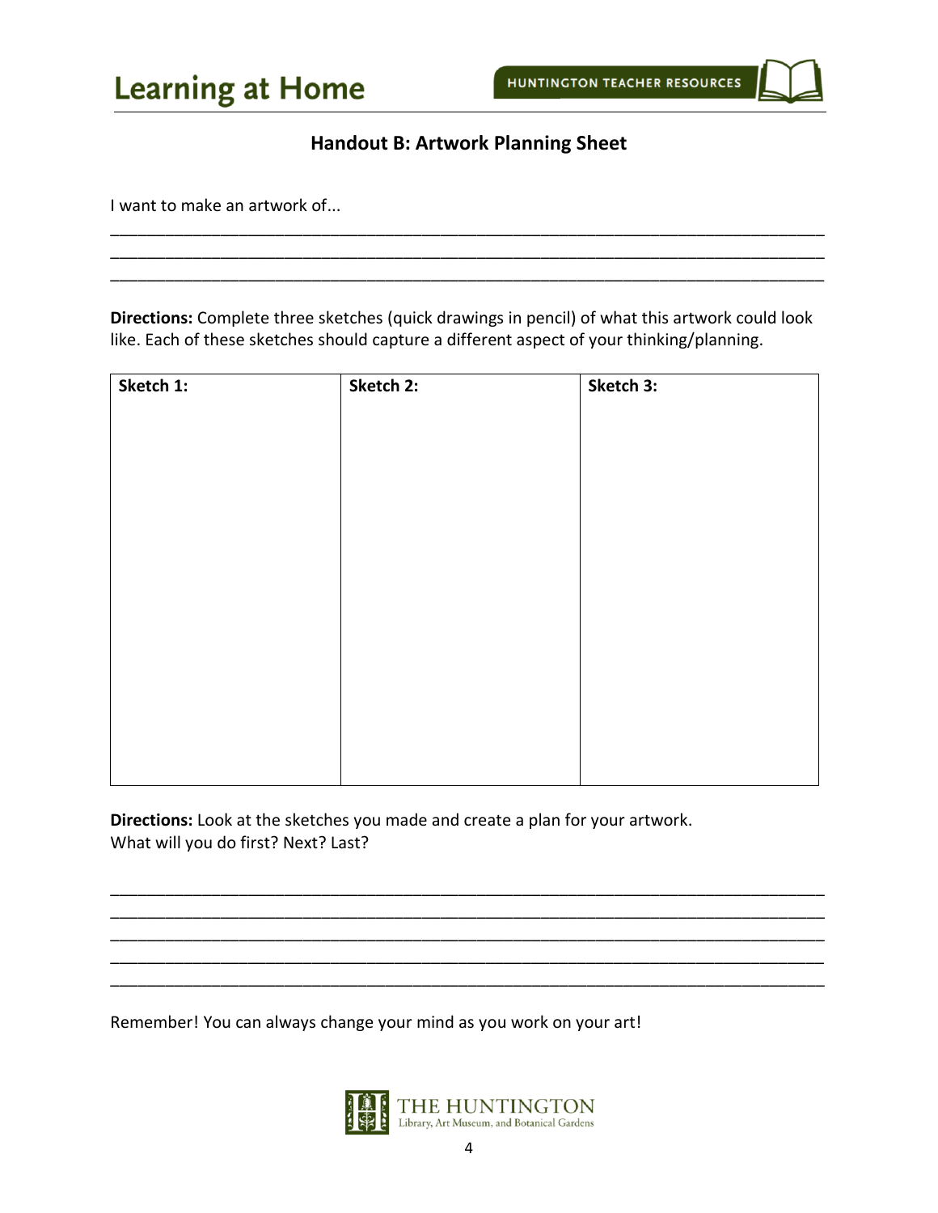## Handout B: Artwork Planning Sheet

I want to make an artwork of...

______________________________________________________________________________
______________________________________________________________________________
______________________________________________________________________________

**Directions:** Complete three sketches (quick drawings in pencil) of what this artwork could look like. Each of these sketches should capture a different aspect of your thinking/planning.

| Sketch 1: | Sketch 2: | Sketch 3: |
|---|---|---|
| | | |

**Directions:** Look at the sketches you made and create a plan for your artwork. What will you do first? Next? Last?

______________________________________________________________________________
______________________________________________________________________________
______________________________________________________________________________
______________________________________________________________________________
______________________________________________________________________________

Remember! You can always change your mind as you work on your art!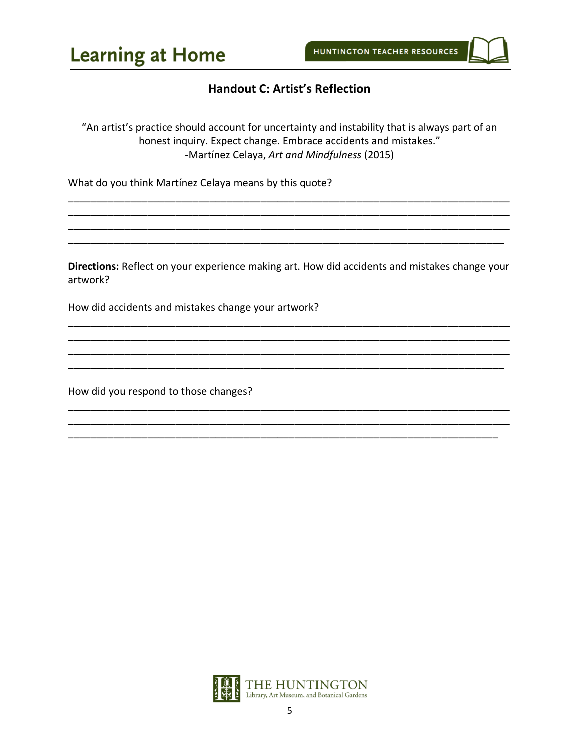## Handout C: Artist's Reflection

"An artist's practice should account for uncertainty and instability that is always part of an honest inquiry. Expect change. Embrace accidents and mistakes."
-Martínez Celaya, *Art and Mindfulness* (2015)

What do you think Martínez Celaya means by this quote?

________________________________________________________________________________
________________________________________________________________________________
________________________________________________________________________________
________________________________________________________________________________

**Directions:** Reflect on your experience making art. How did accidents and mistakes change your artwork?

How did accidents and mistakes change your artwork?

________________________________________________________________________________
________________________________________________________________________________
________________________________________________________________________________
________________________________________________________________________________

How did you respond to those changes?

________________________________________________________________________________
________________________________________________________________________________
________________________________________________________________________________